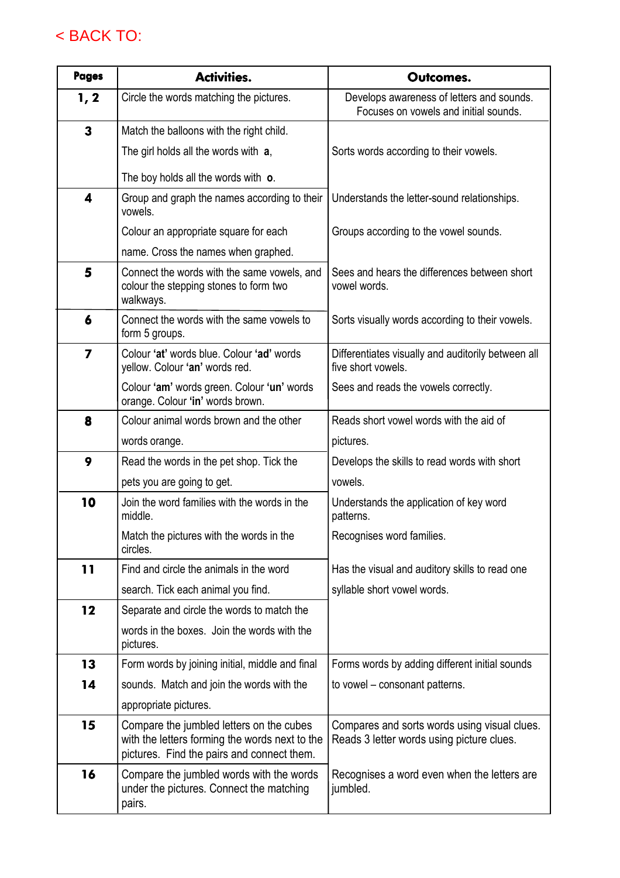< BACK TO:

| Pages | Activities. | Outcomes. |
|---|---|---|
| 1, 2 | Circle the words matching the pictures. | Develops awareness of letters and sounds. Focuses on vowels and initial sounds. |
| 3 | Match the balloons with the right child. The girl holds all the words with **a**, The boy holds all the words with **o**. | Sorts words according to their vowels. |
| 4 | Group and graph the names according to their vowels. Colour an appropriate square for each name. Cross the names when graphed. | Understands the letter-sound relationships. Groups according to the vowel sounds. |
| 5 | Connect the words with the same vowels, and colour the stepping stones to form two walkways. | Sees and hears the differences between short vowel words. |
| 6 | Connect the words with the same vowels to form 5 groups. | Sorts visually words according to their vowels. |
| 7 | Colour **'at'** words blue. Colour **'ad'** words yellow. Colour **'an'** words red. Colour **'am'** words green. Colour **'un'** words orange. Colour **'in'** words brown. | Differentiates visually and auditorily between all five short vowels. Sees and reads the vowels correctly. |
| 8 | Colour animal words brown and the other words orange. | Reads short vowel words with the aid of pictures. |
| 9 | Read the words in the pet shop. Tick the pets you are going to get. | Develops the skills to read words with short vowels. |
| 10 | Join the word families with the words in the middle. Match the pictures with the words in the circles. | Understands the application of key word patterns. Recognises word families. |
| 11 | Find and circle the animals in the word search. Tick each animal you find. | Has the visual and auditory skills to read one syllable short vowel words. |
| 12 | Separate and circle the words to match the words in the boxes. Join the words with the pictures. | |
| 13, 14 | Form words by joining initial, middle and final sounds. Match and join the words with the appropriate pictures. | Forms words by adding different initial sounds to vowel – consonant patterns. |
| 15 | Compare the jumbled letters on the cubes with the letters forming the words next to the pictures. Find the pairs and connect them. | Compares and sorts words using visual clues. Reads 3 letter words using picture clues. |
| 16 | Compare the jumbled words with the words under the pictures. Connect the matching pairs. | Recognises a word even when the letters are jumbled. |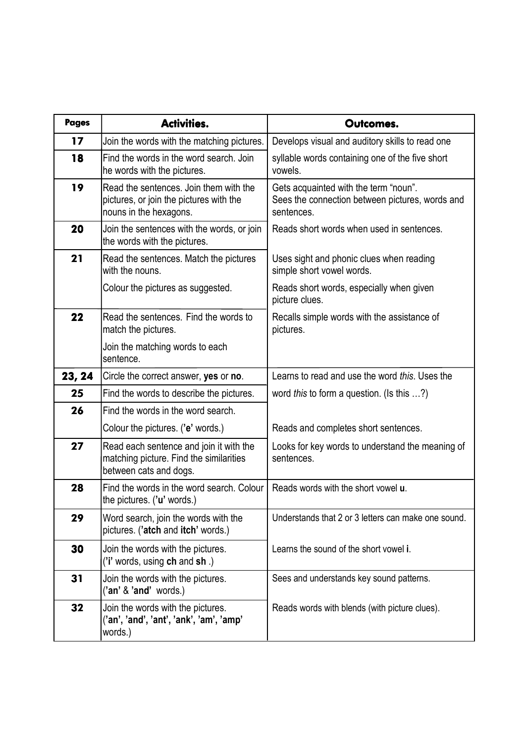| Pages | Activities. | Outcomes. |
| --- | --- | --- |
| 17 | Join the words with the matching pictures. | Develops visual and auditory skills to read one |
| 18 | Find the words in the word search. Join he words with the pictures. | syllable words containing one of the five short vowels. |
| 19 | Read the sentences. Join them with the pictures, or join the pictures with the nouns in the hexagons. | Gets acquainted with the term "noun". Sees the connection between pictures, words and sentences. |
| 20 | Join the sentences with the words, or join the words with the pictures. | Reads short words when used in sentences. |
| 21 | Read the sentences. Match the pictures with the nouns. | Uses sight and phonic clues when reading simple short vowel words. |
| | Colour the pictures as suggested. | Reads short words, especially when given picture clues. |
| 22 | Read the sentences. Find the words to match the pictures. | Recalls simple words with the assistance of pictures. |
| | Join the matching words to each sentence. | |
| 23, 24 | Circle the correct answer, **yes** or **no**. | Learns to read and use the word *this*. Uses the |
| 25 | Find the words to describe the pictures. | word *this* to form a question. (Is this …?) |
| 26 | Find the words in the word search. | |
| | Colour the pictures. (**'e'** words.) | Reads and completes short sentences. |
| 27 | Read each sentence and join it with the matching picture. Find the similarities between cats and dogs. | Looks for key words to understand the meaning of sentences. |
| 28 | Find the words in the word search. Colour the pictures. (**'u'** words.) | Reads words with the short vowel **u**. |
| 29 | Word search, join the words with the pictures. (**'atch** and **itch'** words.) | Understands that 2 or 3 letters can make one sound. |
| 30 | Join the words with the pictures. (**'i'** words, using **ch** and **sh** .) | Learns the sound of the short vowel **i**. |
| 31 | Join the words with the pictures. (**'an'** & **'and'** words.) | Sees and understands key sound patterns. |
| 32 | Join the words with the pictures. (**'an', 'and', 'ant', 'ank', 'am', 'amp'** words.) | Reads words with blends (with picture clues). |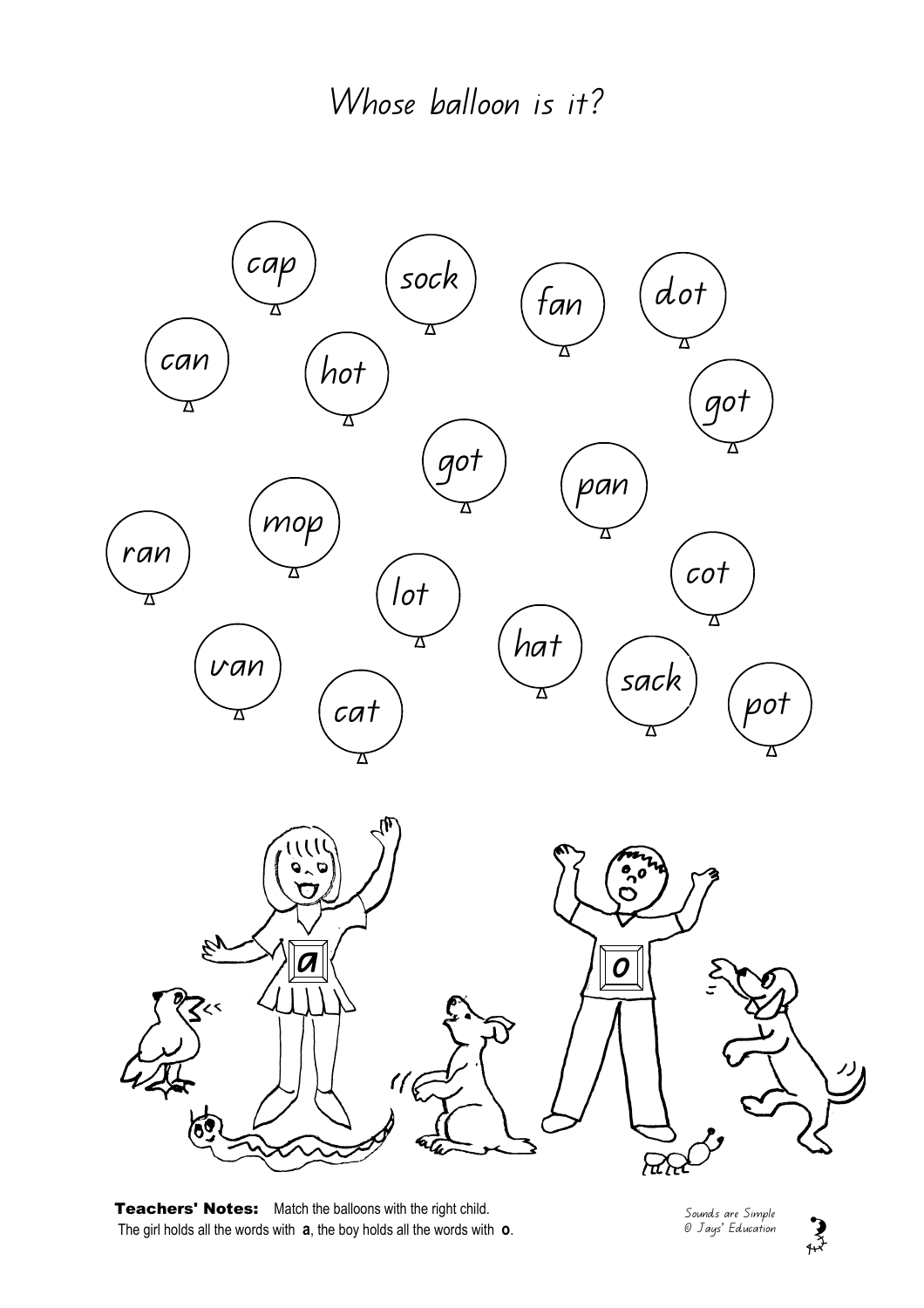# Whose balloon is it?

cap

sock

fan

dot

can

hot

got

got

pan

ran

mop

cot

lot

hat

van

sack

cat

pot

a

o

**Teachers' Notes:** Match the balloons with the right child.
The girl holds all the words with **a**, the boy holds all the words with **o**.

Sounds are Simple
© Jays' Education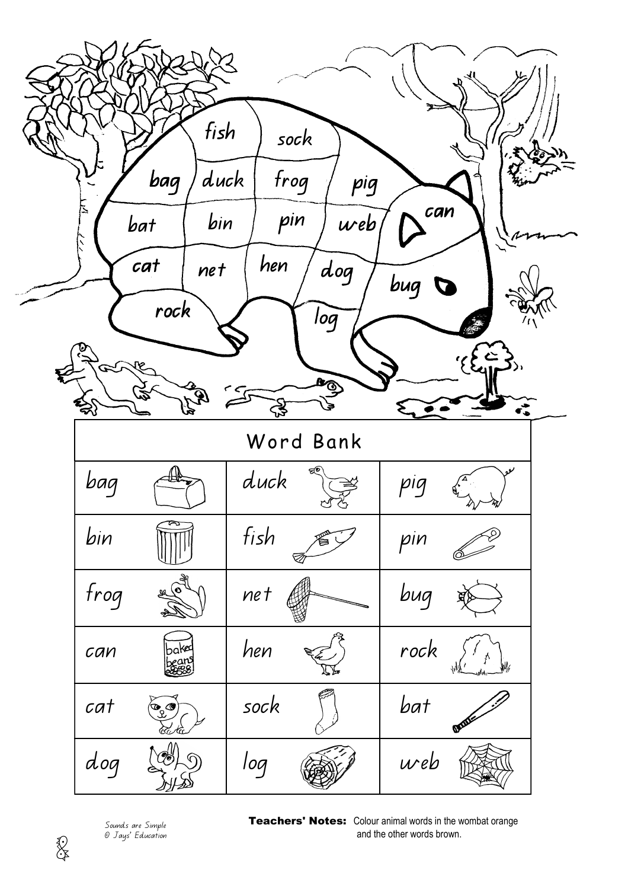fish sock

bag duck frog pig

bat bin pin web can

cat net hen dog bug

rock log

| Word Bank | | |
|---|---|---|
| bag | duck | pig |
| bin | fish | pin |
| frog | net | bug |
| can | hen | rock |
| cat | sock | bat |
| dog | log | web |

Sounds are Simple
© Jays' Education

**Teachers' Notes:** Colour animal words in the wombat orange and the other words brown.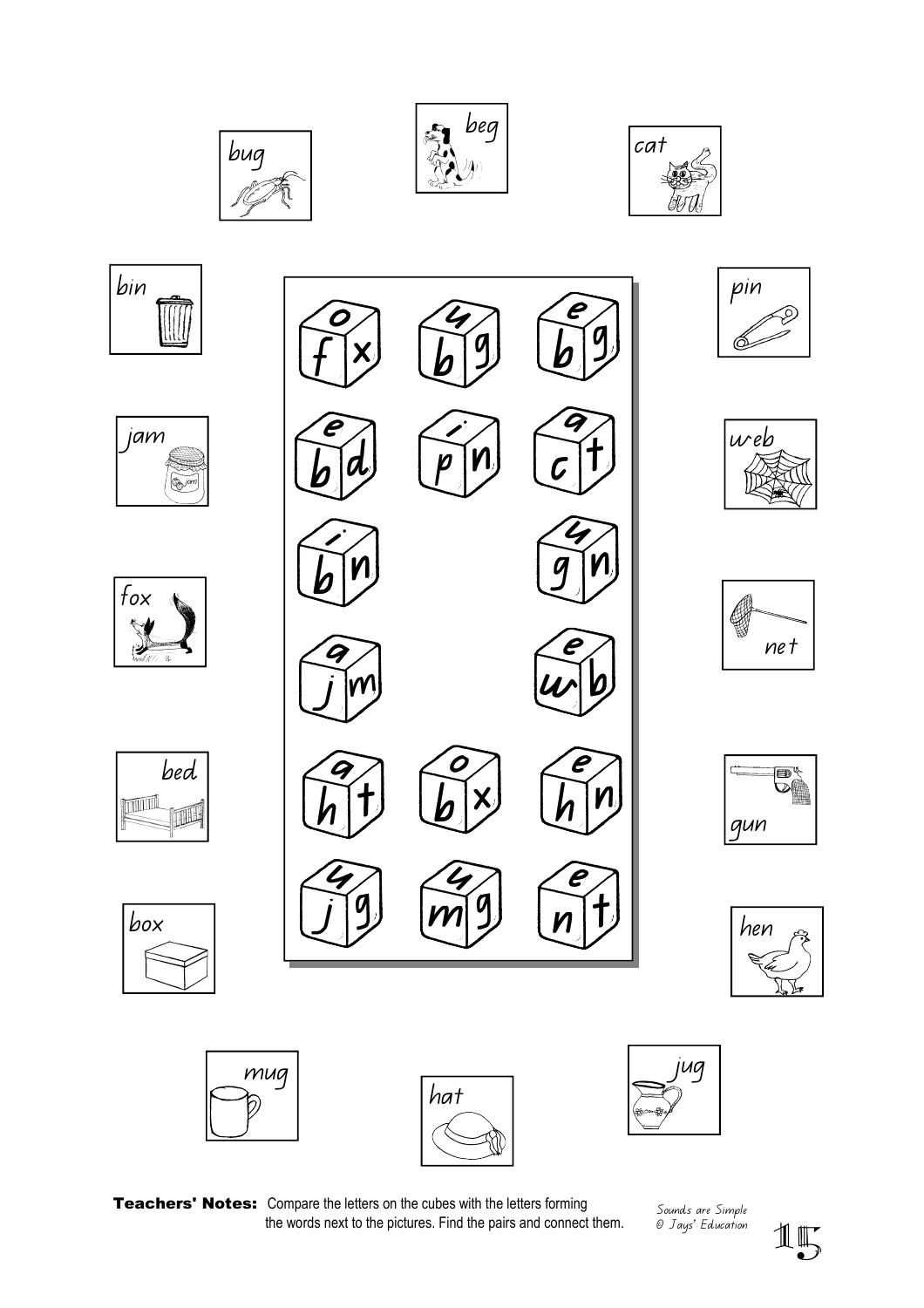bug

beg

cat

bin

pin

jam

web

fox

net

bed

gun

box

hen

mug

hat

jug

| | | |
|---|---|---|
| o f x | u b g | e b g |
| e b d | i p n | a c t |
| i b n | | u g n |
| a j m | | e w b |
| a h t | o b x | e h n |
| u j g | u m g | e n t |

**Teachers' Notes:** Compare the letters on the cubes with the letters forming the words next to the pictures. Find the pairs and connect them.

Sounds are Simple
© Jays' Education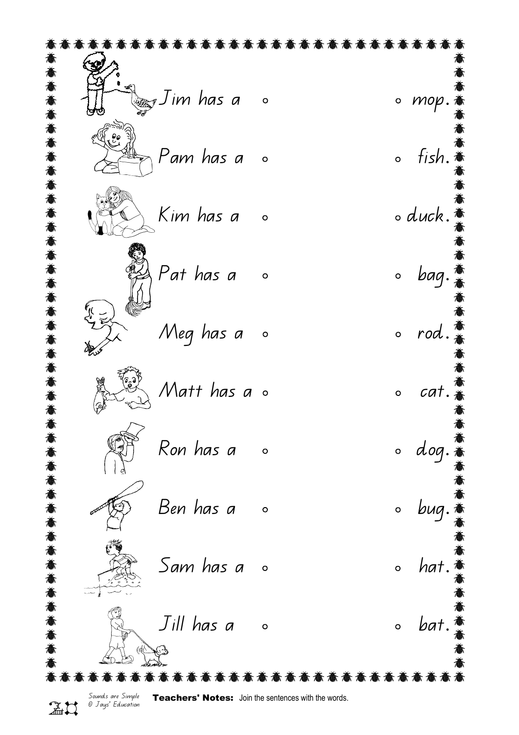| | |
|---|---|
| Jim has a ○ | ○ mop. |
| Pam has a ○ | ○ fish. |
| Kim has a ○ | ○ duck. |
| Pat has a ○ | ○ bag. |
| Meg has a ○ | ○ rod. |
| Matt has a ○ | ○ cat. |
| Ron has a ○ | ○ dog. |
| Ben has a ○ | ○ bug. |
| Sam has a ○ | ○ hat. |
| Jill has a ○ | ○ bat. |

Sounds are Simple
© Jays' Education

**Teachers' Notes:** Join the sentences with the words.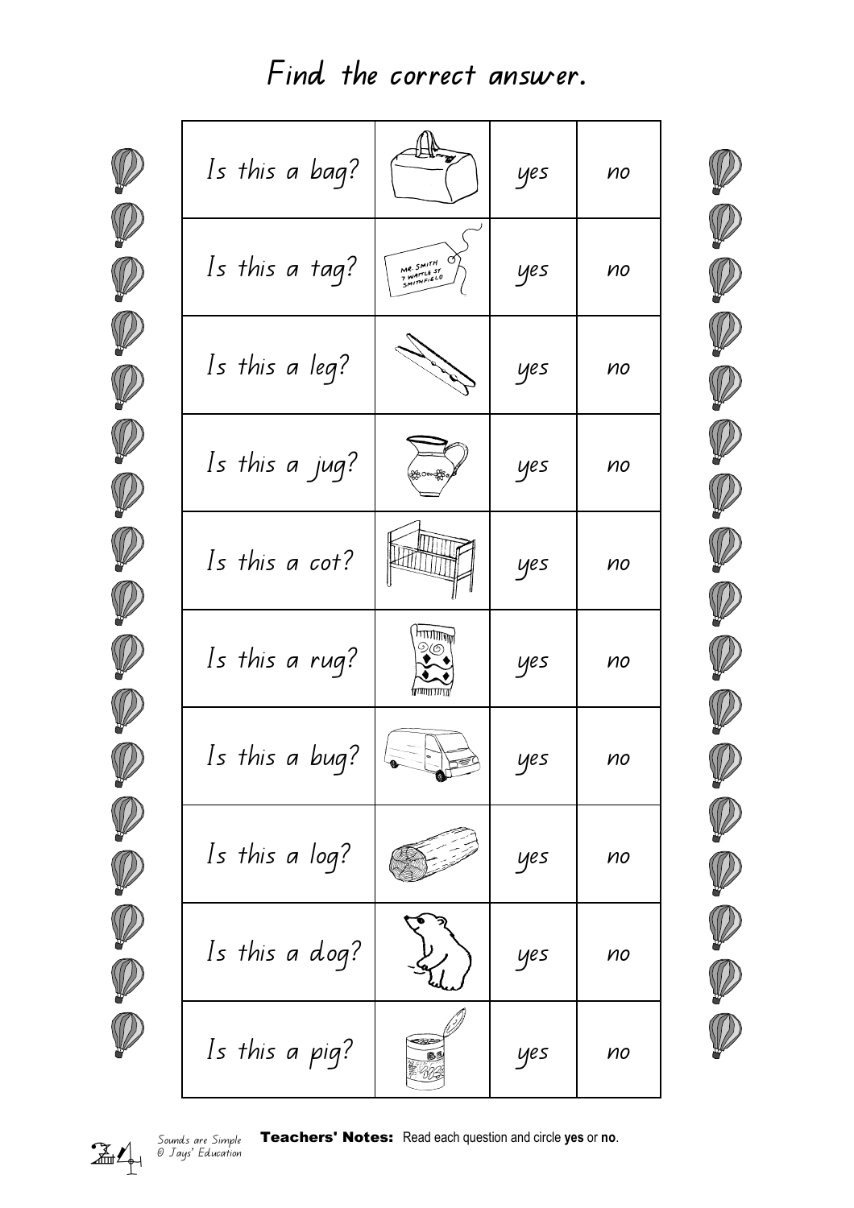# Find the correct answer.

| | | | |
|---|---|---|---|
| Is this a bag? | | yes | no |
| Is this a tag? | MR. SMITH 7 WATTLE ST SMITHFIELD | yes | no |
| Is this a leg? | | yes | no |
| Is this a jug? | | yes | no |
| Is this a cot? | | yes | no |
| Is this a rug? | | yes | no |
| Is this a bug? | | yes | no |
| Is this a log? | | yes | no |
| Is this a dog? | | yes | no |
| Is this a pig? | | yes | no |

Sounds are Simple
© Jays' Education

**Teachers' Notes:** Read each question and circle **yes** or **no**.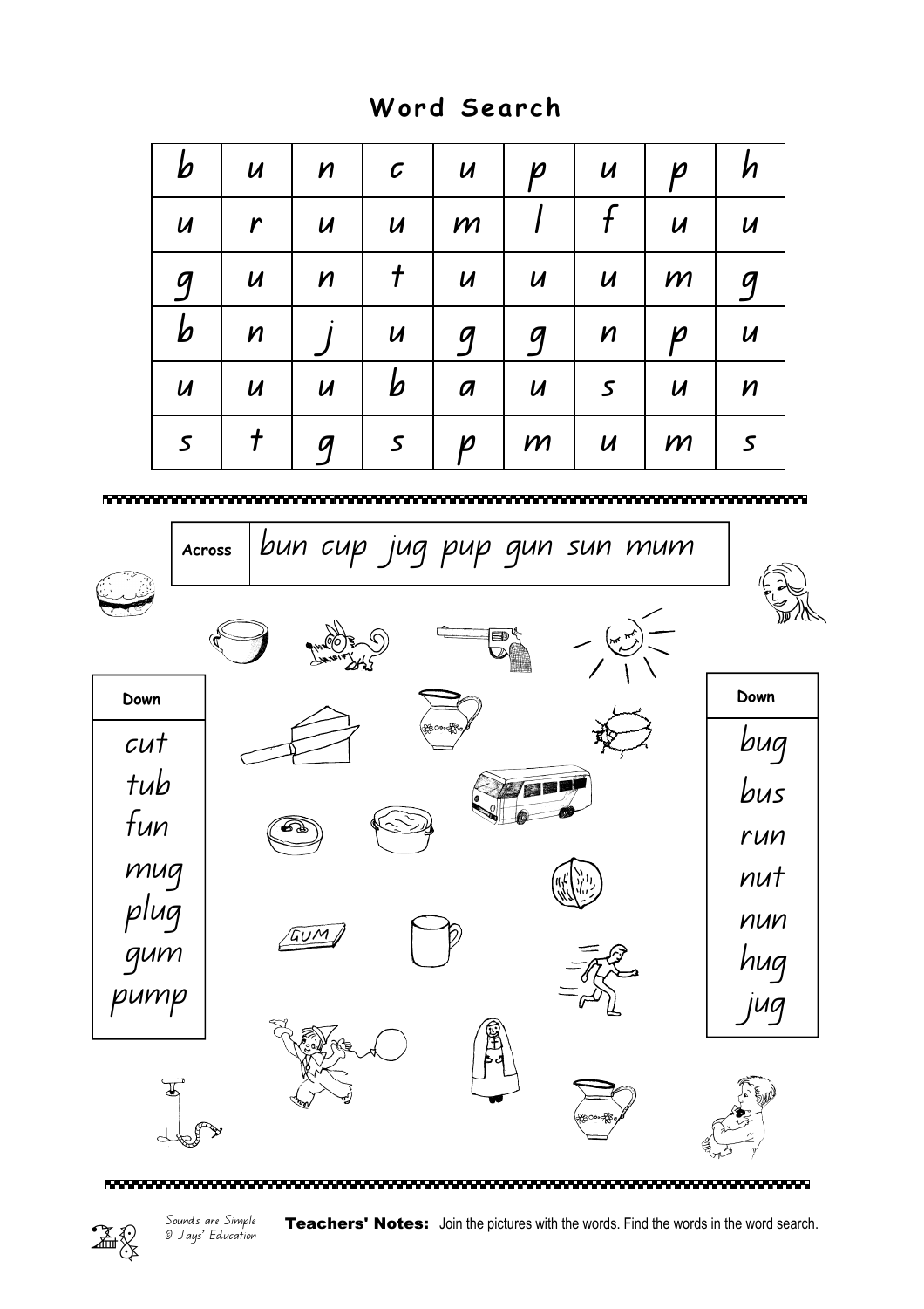# Word Search

| | | | | | | | | |
|---|---|---|---|---|---|---|---|---|
| b | u | n | c | u | p | u | p | h |
| u | r | u | u | m | l | f | u | u |
| g | u | n | t | u | u | u | m | g |
| b | n | j | u | g | g | n | p | u |
| u | u | u | b | a | u | s | u | n |
| s | t | g | s | p | m | u | m | s |

| Across | bun cup jug pup gun sun mum |
|---|---|

| Down |
|---|
| cut |
| tub |
| fun |
| mug |
| plug |
| gum |
| pump |

GUM

| Down |
|---|
| bug |
| bus |
| run |
| nut |
| nun |
| hug |
| jug |

Sounds are Simple
© Jays' Education

**Teachers' Notes:** Join the pictures with the words. Find the words in the word search.